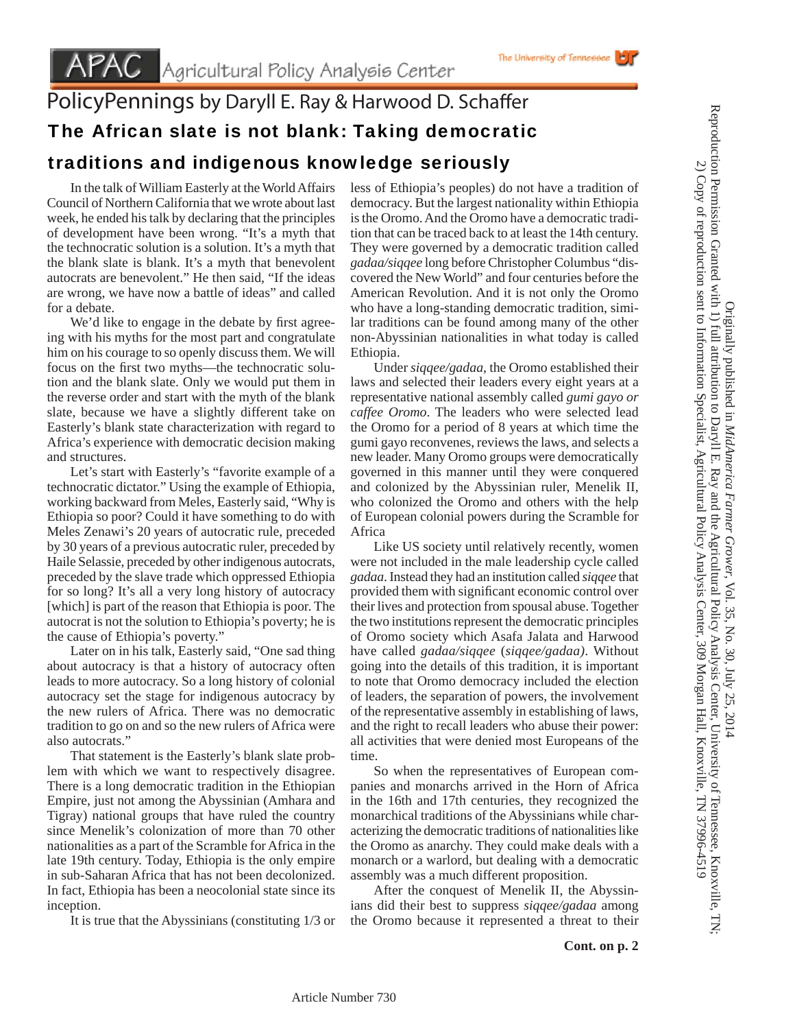# PolicyPennings by Daryll E. Ray & Harwood D. Schaffer

## The African slate is not blank: Taking democratic traditions and indigenous knowledge seriously

In the talk of William Easterly at the World Affairs Council of Northern California that we wrote about last week, he ended his talk by declaring that the principles of development have been wrong. "It's a myth that the technocratic solution is a solution. It's a myth that the blank slate is blank. It's a myth that benevolent autocrats are benevolent." He then said, "If the ideas are wrong, we have now a battle of ideas" and called for a debate.

We'd like to engage in the debate by first agreeing with his myths for the most part and congratulate him on his courage to so openly discuss them. We will focus on the first two myths—the technocratic solution and the blank slate. Only we would put them in the reverse order and start with the myth of the blank slate, because we have a slightly different take on Easterly's blank state characterization with regard to Africa's experience with democratic decision making and structures.

Let's start with Easterly's "favorite example of a technocratic dictator." Using the example of Ethiopia, working backward from Meles, Easterly said, "Why is Ethiopia so poor? Could it have something to do with Meles Zenawi's 20 years of autocratic rule, preceded by 30 years of a previous autocratic ruler, preceded by Haile Selassie, preceded by other indigenous autocrats, preceded by the slave trade which oppressed Ethiopia for so long? It's all a very long history of autocracy [which] is part of the reason that Ethiopia is poor. The autocrat is not the solution to Ethiopia's poverty; he is the cause of Ethiopia's poverty."

Later on in his talk, Easterly said, "One sad thing about autocracy is that a history of autocracy often leads to more autocracy. So a long history of colonial autocracy set the stage for indigenous autocracy by the new rulers of Africa. There was no democratic tradition to go on and so the new rulers of Africa were also autocrats."

That statement is the Easterly's blank slate problem with which we want to respectively disagree. There is a long democratic tradition in the Ethiopian Empire, just not among the Abyssinian (Amhara and Tigray) national groups that have ruled the country since Menelik's colonization of more than 70 other nationalities as a part of the Scramble for Africa in the late 19th century. Today, Ethiopia is the only empire in sub-Saharan Africa that has not been decolonized. In fact, Ethiopia has been a neocolonial state since its inception.

It is true that the Abyssinians (constituting 1/3 or less of Ethiopia's peoples) do not have a tradition of democracy. But the largest nationality within Ethiopia is the Oromo. And the Oromo have a democratic tradition that can be traced back to at least the 14th century. They were governed by a democratic tradition called *gadaa/siqqee* long before Christopher Columbus "discovered the New World" and four centuries before the American Revolution. And it is not only the Oromo who have a long-standing democratic tradition, similar traditions can be found among many of the other non-Abyssinian nationalities in what today is called Ethiopia.

Under *siqqee/gadaa*, the Oromo established their laws and selected their leaders every eight years at a representative national assembly called *gumi gayo or caffee Oromo*. The leaders who were selected lead the Oromo for a period of 8 years at which time the gumi gayo reconvenes, reviews the laws, and selects a new leader. Many Oromo groups were democratically governed in this manner until they were conquered and colonized by the Abyssinian ruler, Menelik II, who colonized the Oromo and others with the help of European colonial powers during the Scramble for Africa

Like US society until relatively recently, women were not included in the male leadership cycle called *gadaa*. Instead they had an institution called *siqqee* that provided them with significant economic control over their lives and protection from spousal abuse. Together the two institutions represent the democratic principles of Oromo society which Asafa Jalata and Harwood have called *gadaa/siqqee* (*siqqee/gadaa)*. Without going into the details of this tradition, it is important to note that Oromo democracy included the election of leaders, the separation of powers, the involvement of the representative assembly in establishing of laws, and the right to recall leaders who abuse their power: all activities that were denied most Europeans of the time.

So when the representatives of European companies and monarchs arrived in the Horn of Africa in the 16th and 17th centuries, they recognized the monarchical traditions of the Abyssinians while characterizing the democratic traditions of nationalities like the Oromo as anarchy. They could make deals with a monarch or a warlord, but dealing with a democratic assembly was a much different proposition.

After the conquest of Menelik II, the Abyssinians did their best to suppress *siqqee/gadaa* among the Oromo because it represented a threat to their

**Cont. on p. 2**

Originally published in *MidAmerica Farmer Grower*, Vol. 35, No. 30, July 25, 2014
Reproduction Permission Granted with 1) full attribution to Daryll E. Ray and the Agricultural Policy Analysis Center, University of Tennessee, Knoxville, TN; 2) Copy of reproduction sent to Information Specialist, Agricultural Policy Analysis Center, 309 Morgan Hall, Knoxville, TN 37996-4519

Article Number 730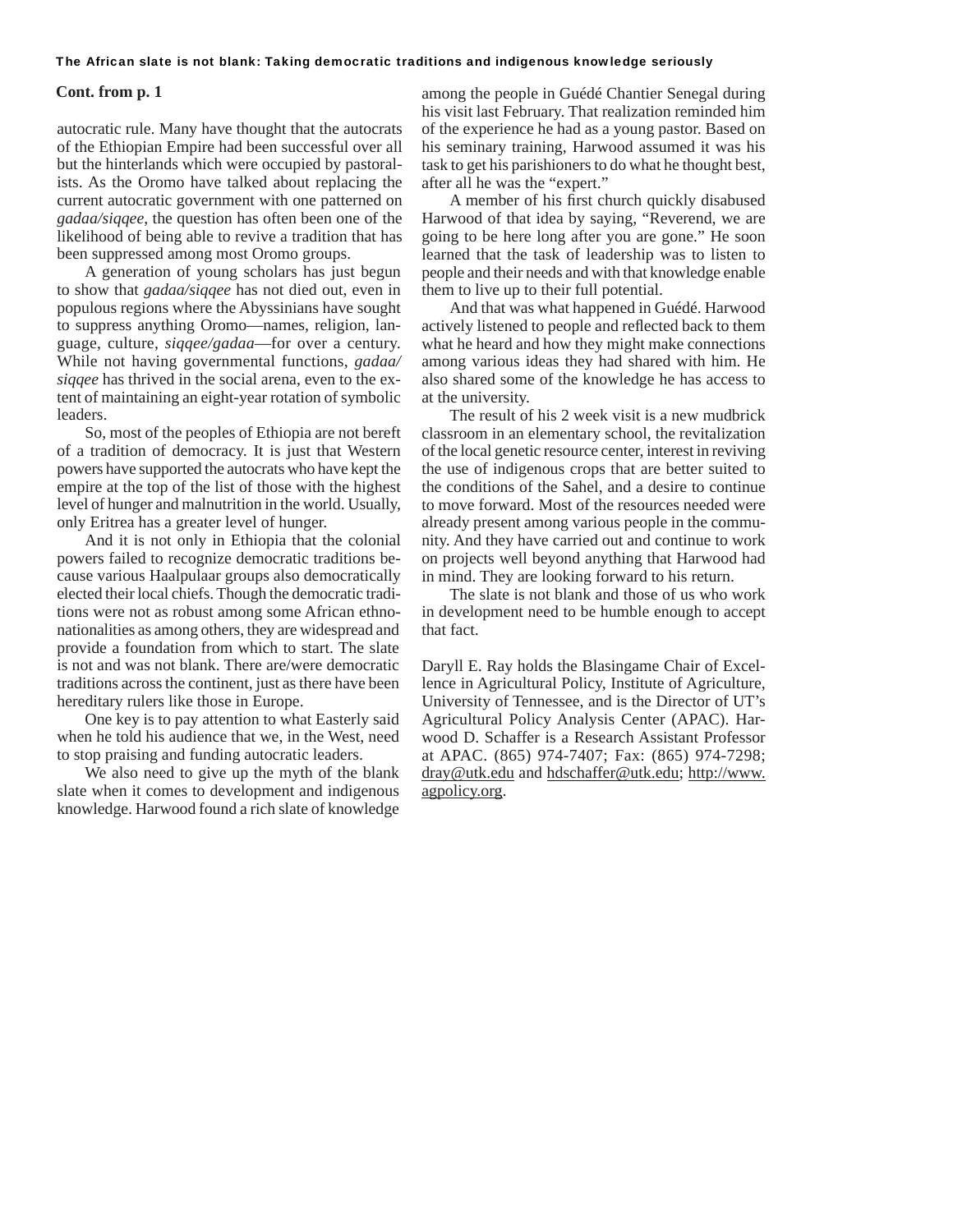**Cont. from p. 1**

autocratic rule. Many have thought that the autocrats of the Ethiopian Empire had been successful over all but the hinterlands which were occupied by pastoralists. As the Oromo have talked about replacing the current autocratic government with one patterned on *gadaa/siqqee*, the question has often been one of the likelihood of being able to revive a tradition that has been suppressed among most Oromo groups.

A generation of young scholars has just begun to show that *gadaa/siqqee* has not died out, even in populous regions where the Abyssinians have sought to suppress anything Oromo—names, religion, language, culture, *siqqee/gadaa*—for over a century. While not having governmental functions, *gadaa/siqqee* has thrived in the social arena, even to the extent of maintaining an eight-year rotation of symbolic leaders.

So, most of the peoples of Ethiopia are not bereft of a tradition of democracy. It is just that Western powers have supported the autocrats who have kept the empire at the top of the list of those with the highest level of hunger and malnutrition in the world. Usually, only Eritrea has a greater level of hunger.

And it is not only in Ethiopia that the colonial powers failed to recognize democratic traditions because various Haalpulaar groups also democratically elected their local chiefs. Though the democratic traditions were not as robust among some African ethnonationalities as among others, they are widespread and provide a foundation from which to start. The slate is not and was not blank. There are/were democratic traditions across the continent, just as there have been hereditary rulers like those in Europe.

One key is to pay attention to what Easterly said when he told his audience that we, in the West, need to stop praising and funding autocratic leaders.

We also need to give up the myth of the blank slate when it comes to development and indigenous knowledge. Harwood found a rich slate of knowledge among the people in Guédé Chantier Senegal during his visit last February. That realization reminded him of the experience he had as a young pastor. Based on his seminary training, Harwood assumed it was his task to get his parishioners to do what he thought best, after all he was the "expert."

A member of his first church quickly disabused Harwood of that idea by saying, "Reverend, we are going to be here long after you are gone." He soon learned that the task of leadership was to listen to people and their needs and with that knowledge enable them to live up to their full potential.

And that was what happened in Guédé. Harwood actively listened to people and reflected back to them what he heard and how they might make connections among various ideas they had shared with him. He also shared some of the knowledge he has access to at the university.

The result of his 2 week visit is a new mudbrick classroom in an elementary school, the revitalization of the local genetic resource center, interest in reviving the use of indigenous crops that are better suited to the conditions of the Sahel, and a desire to continue to move forward. Most of the resources needed were already present among various people in the community. And they have carried out and continue to work on projects well beyond anything that Harwood had in mind. They are looking forward to his return.

The slate is not blank and those of us who work in development need to be humble enough to accept that fact.

Daryll E. Ray holds the Blasingame Chair of Excellence in Agricultural Policy, Institute of Agriculture, University of Tennessee, and is the Director of UT's Agricultural Policy Analysis Center (APAC). Harwood D. Schaffer is a Research Assistant Professor at APAC. (865) 974-7407; Fax: (865) 974-7298; dray@utk.edu and hdschaffer@utk.edu; http://www.agpolicy.org.